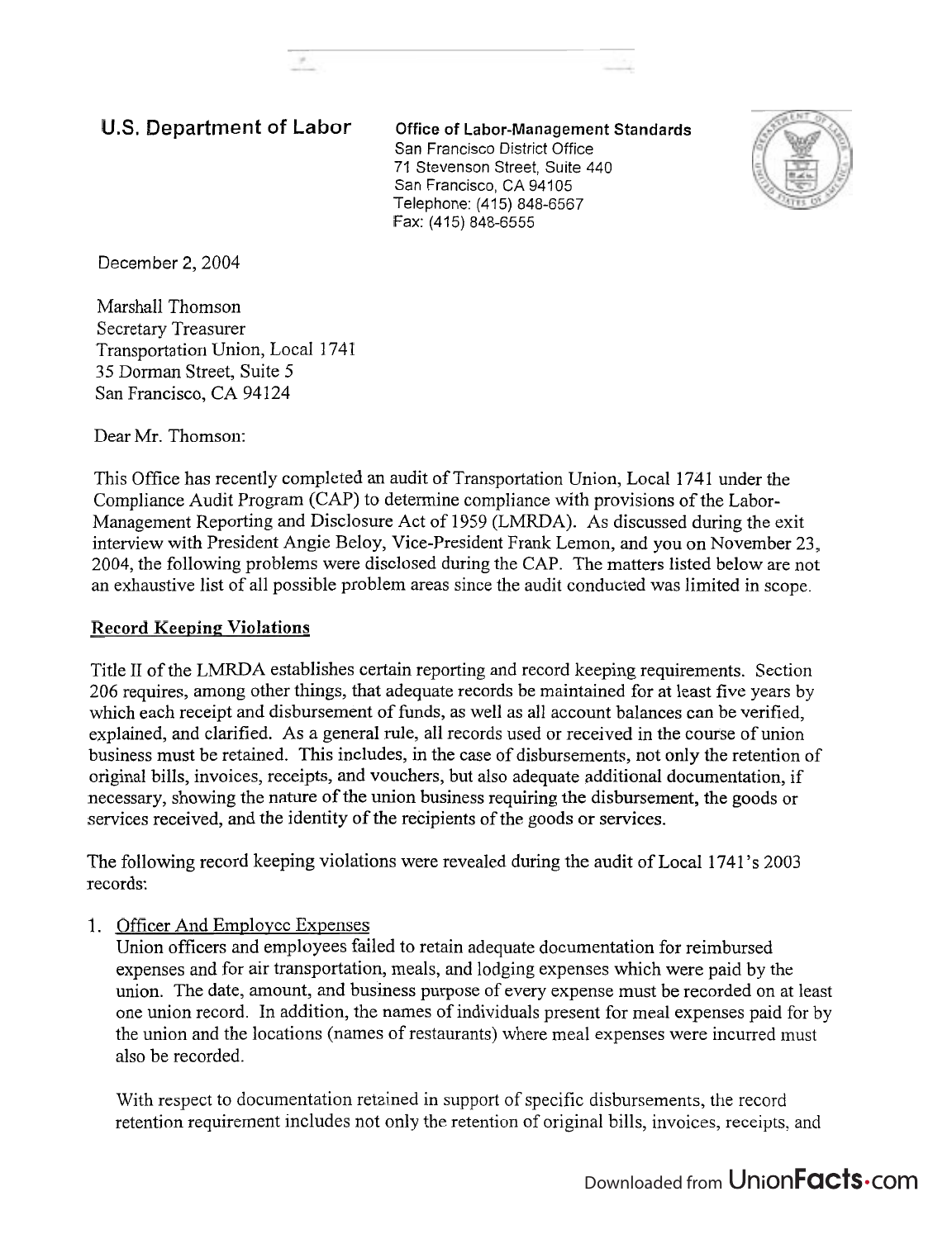**U.S. Department of Labor**

**Office of Labor-Management Standards**
San Francisco District Office
71 Stevenson Street, Suite 440
San Francisco, CA 94105
Telephone: (415) 848-6567
Fax: (415) 848-6555

December 2, 2004

Marshall Thomson
Secretary Treasurer
Transportation Union, Local 1741
35 Dorman Street, Suite 5
San Francisco, CA 94124

Dear Mr. Thomson:

This Office has recently completed an audit of Transportation Union, Local 1741 under the Compliance Audit Program (CAP) to determine compliance with provisions of the Labor-Management Reporting and Disclosure Act of 1959 (LMRDA). As discussed during the exit interview with President Angie Beloy, Vice-President Frank Lemon, and you on November 23, 2004, the following problems were disclosed during the CAP. The matters listed below are not an exhaustive list of all possible problem areas since the audit conducted was limited in scope.

## Record Keeping Violations

Title II of the LMRDA establishes certain reporting and record keeping requirements. Section 206 requires, among other things, that adequate records be maintained for at least five years by which each receipt and disbursement of funds, as well as all account balances can be verified, explained, and clarified. As a general rule, all records used or received in the course of union business must be retained. This includes, in the case of disbursements, not only the retention of original bills, invoices, receipts, and vouchers, but also adequate additional documentation, if necessary, showing the nature of the union business requiring the disbursement, the goods or services received, and the identity of the recipients of the goods or services.

The following record keeping violations were revealed during the audit of Local 1741's 2003 records:

1. Officer And Employee Expenses

   Union officers and employees failed to retain adequate documentation for reimbursed expenses and for air transportation, meals, and lodging expenses which were paid by the union. The date, amount, and business purpose of every expense must be recorded on at least one union record. In addition, the names of individuals present for meal expenses paid for by the union and the locations (names of restaurants) where meal expenses were incurred must also be recorded.

   With respect to documentation retained in support of specific disbursements, the record retention requirement includes not only the retention of original bills, invoices, receipts, and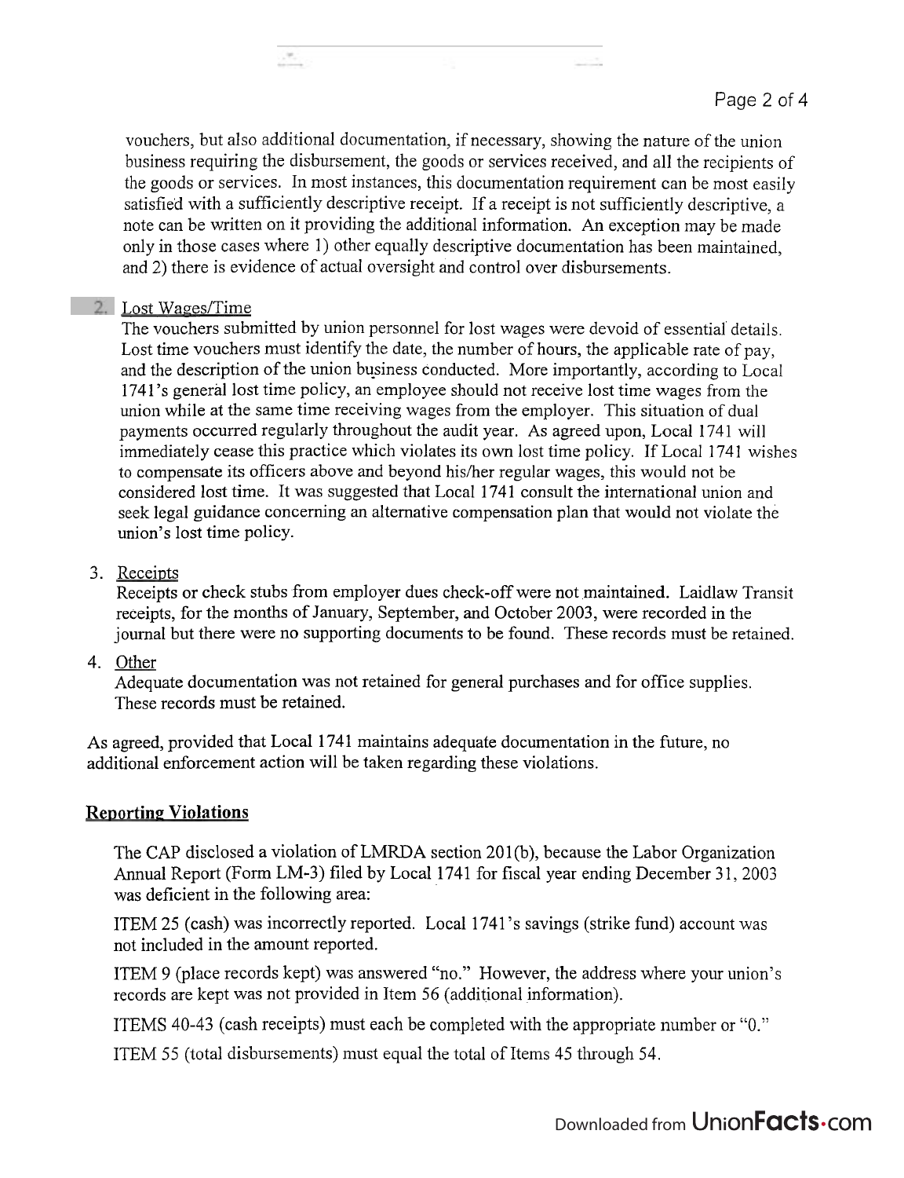vouchers, but also additional documentation, if necessary, showing the nature of the union business requiring the disbursement, the goods or services received, and all the recipients of the goods or services. In most instances, this documentation requirement can be most easily satisfied with a sufficiently descriptive receipt. If a receipt is not sufficiently descriptive, a note can be written on it providing the additional information. An exception may be made only in those cases where 1) other equally descriptive documentation has been maintained, and 2) there is evidence of actual oversight and control over disbursements.

2. Lost Wages/Time

   The vouchers submitted by union personnel for lost wages were devoid of essential details. Lost time vouchers must identify the date, the number of hours, the applicable rate of pay, and the description of the union business conducted. More importantly, according to Local 1741's general lost time policy, an employee should not receive lost time wages from the union while at the same time receiving wages from the employer. This situation of dual payments occurred regularly throughout the audit year. As agreed upon, Local 1741 will immediately cease this practice which violates its own lost time policy. If Local 1741 wishes to compensate its officers above and beyond his/her regular wages, this would not be considered lost time. It was suggested that Local 1741 consult the international union and seek legal guidance concerning an alternative compensation plan that would not violate the union's lost time policy.

3. Receipts

   Receipts or check stubs from employer dues check-off were not maintained. Laidlaw Transit receipts, for the months of January, September, and October 2003, were recorded in the journal but there were no supporting documents to be found. These records must be retained.

4. Other

   Adequate documentation was not retained for general purchases and for office supplies. These records must be retained.

As agreed, provided that Local 1741 maintains adequate documentation in the future, no additional enforcement action will be taken regarding these violations.

## Reporting Violations

The CAP disclosed a violation of LMRDA section 201(b), because the Labor Organization Annual Report (Form LM-3) filed by Local 1741 for fiscal year ending December 31, 2003 was deficient in the following area:

ITEM 25 (cash) was incorrectly reported. Local 1741's savings (strike fund) account was not included in the amount reported.

ITEM 9 (place records kept) was answered "no." However, the address where your union's records are kept was not provided in Item 56 (additional information).

ITEMS 40-43 (cash receipts) must each be completed with the appropriate number or "0."

ITEM 55 (total disbursements) must equal the total of Items 45 through 54.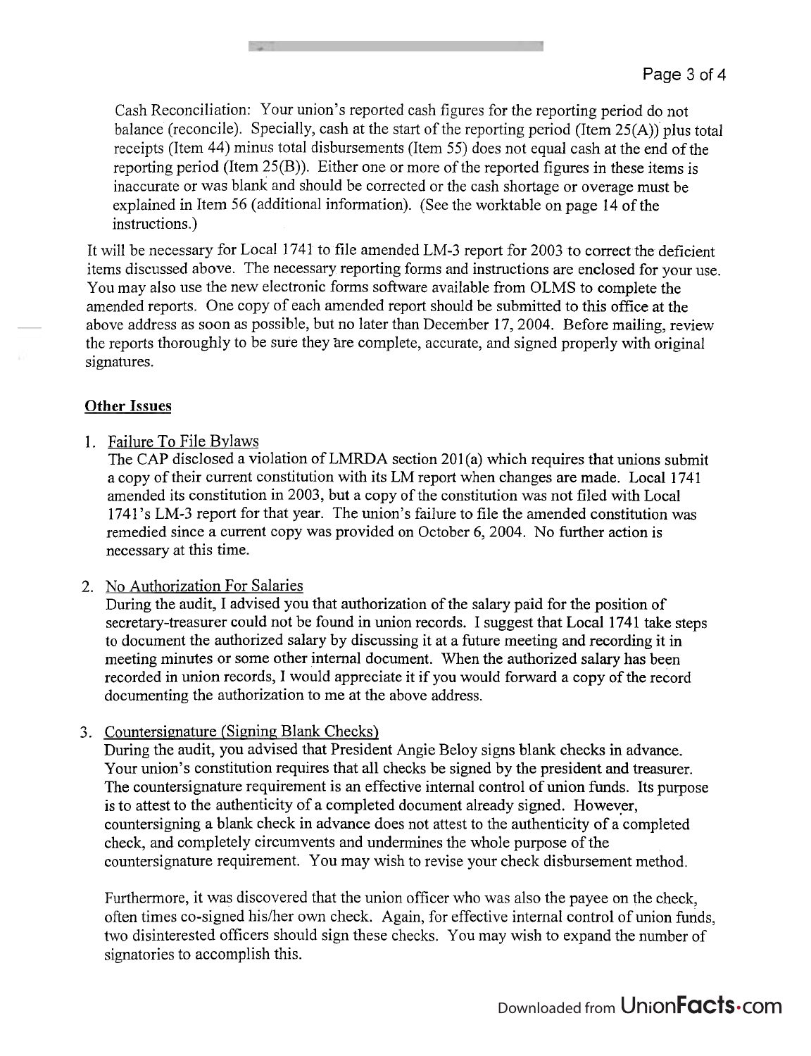Cash Reconciliation: Your union's reported cash figures for the reporting period do not balance (reconcile). Specially, cash at the start of the reporting period (Item 25(A)) plus total receipts (Item 44) minus total disbursements (Item 55) does not equal cash at the end of the reporting period (Item 25(B)). Either one or more of the reported figures in these items is inaccurate or was blank and should be corrected or the cash shortage or overage must be explained in Item 56 (additional information). (See the worktable on page 14 of the instructions.)

It will be necessary for Local 1741 to file amended LM-3 report for 2003 to correct the deficient items discussed above. The necessary reporting forms and instructions are enclosed for your use. You may also use the new electronic forms software available from OLMS to complete the amended reports. One copy of each amended report should be submitted to this office at the above address as soon as possible, but no later than December 17, 2004. Before mailing, review the reports thoroughly to be sure they are complete, accurate, and signed properly with original signatures.

## Other Issues

1. Failure To File Bylaws

   The CAP disclosed a violation of LMRDA section 201(a) which requires that unions submit a copy of their current constitution with its LM report when changes are made. Local 1741 amended its constitution in 2003, but a copy of the constitution was not filed with Local 1741's LM-3 report for that year. The union's failure to file the amended constitution was remedied since a current copy was provided on October 6, 2004. No further action is necessary at this time.

2. No Authorization For Salaries

   During the audit, I advised you that authorization of the salary paid for the position of secretary-treasurer could not be found in union records. I suggest that Local 1741 take steps to document the authorized salary by discussing it at a future meeting and recording it in meeting minutes or some other internal document. When the authorized salary has been recorded in union records, I would appreciate it if you would forward a copy of the record documenting the authorization to me at the above address.

3. Countersignature (Signing Blank Checks)

   During the audit, you advised that President Angie Beloy signs blank checks in advance. Your union's constitution requires that all checks be signed by the president and treasurer. The countersignature requirement is an effective internal control of union funds. Its purpose is to attest to the authenticity of a completed document already signed. However, countersigning a blank check in advance does not attest to the authenticity of a completed check, and completely circumvents and undermines the whole purpose of the countersignature requirement. You may wish to revise your check disbursement method.

   Furthermore, it was discovered that the union officer who was also the payee on the check, often times co-signed his/her own check. Again, for effective internal control of union funds, two disinterested officers should sign these checks. You may wish to expand the number of signatories to accomplish this.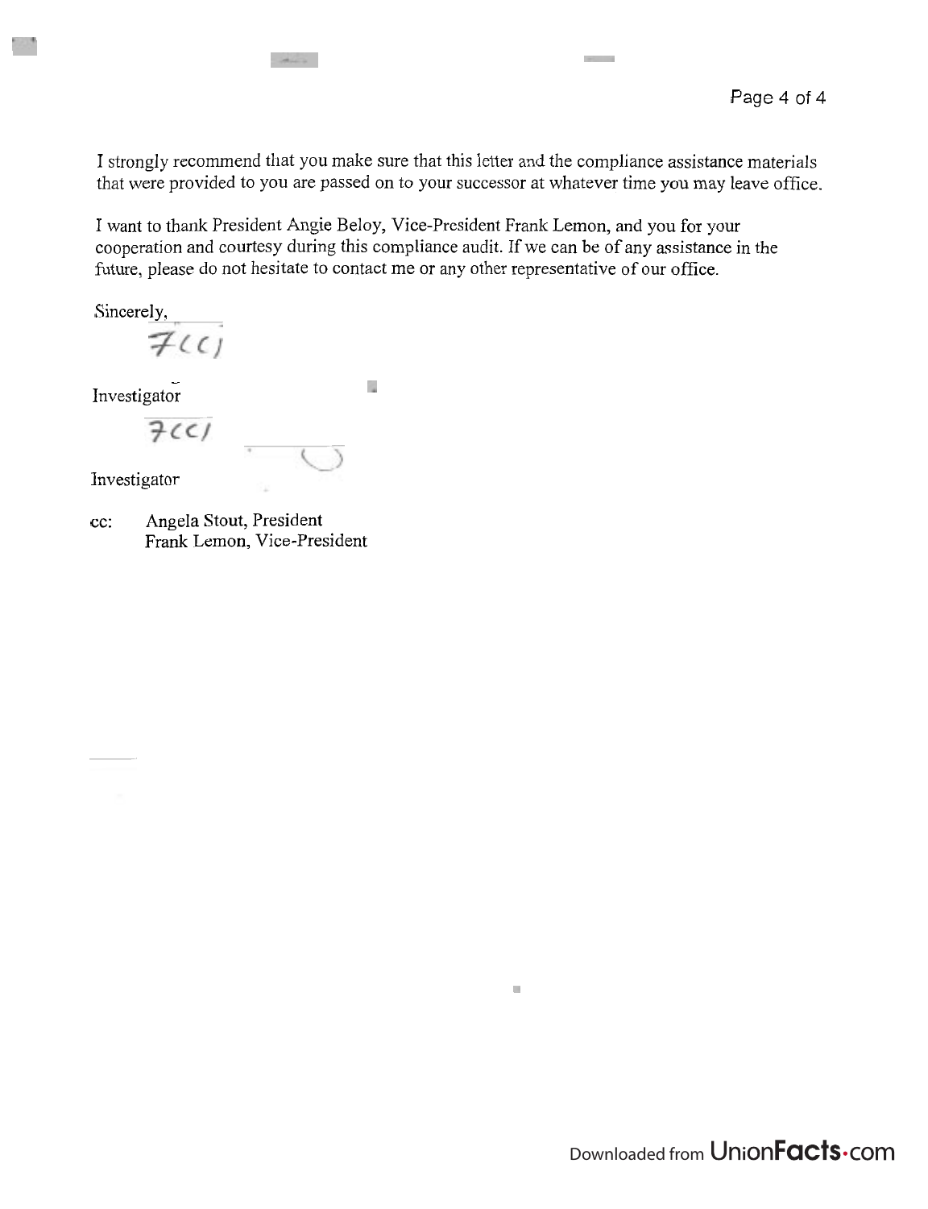I strongly recommend that you make sure that this letter and the compliance assistance materials that were provided to you are passed on to your successor at whatever time you may leave office.

I want to thank President Angie Beloy, Vice-President Frank Lemon, and you for your cooperation and courtesy during this compliance audit. If we can be of any assistance in the future, please do not hesitate to contact me or any other representative of our office.

Sincerely,

7(C)

Investigator

7(C)

Investigator

cc: Angela Stout, President
Frank Lemon, Vice-President